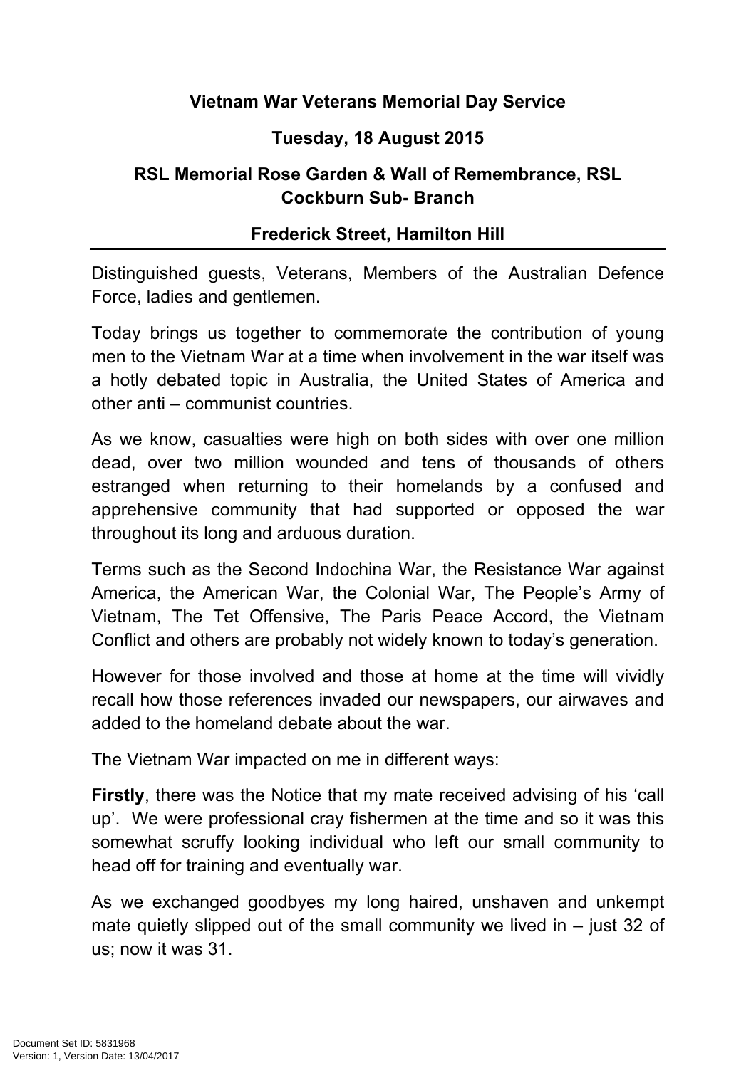**Vietnam War Veterans Memorial Day Service**

**Tuesday, 18 August 2015**

**RSL Memorial Rose Garden & Wall of Remembrance, RSL Cockburn Sub- Branch**

**Frederick Street, Hamilton Hill**

---

Distinguished guests, Veterans, Members of the Australian Defence Force, ladies and gentlemen.

Today brings us together to commemorate the contribution of young men to the Vietnam War at a time when involvement in the war itself was a hotly debated topic in Australia, the United States of America and other anti – communist countries.

As we know, casualties were high on both sides with over one million dead, over two million wounded and tens of thousands of others estranged when returning to their homelands by a confused and apprehensive community that had supported or opposed the war throughout its long and arduous duration.

Terms such as the Second Indochina War, the Resistance War against America, the American War, the Colonial War, The People's Army of Vietnam, The Tet Offensive, The Paris Peace Accord, the Vietnam Conflict and others are probably not widely known to today's generation.

However for those involved and those at home at the time will vividly recall how those references invaded our newspapers, our airwaves and added to the homeland debate about the war.

The Vietnam War impacted on me in different ways:

**Firstly**, there was the Notice that my mate received advising of his 'call up'. We were professional cray fishermen at the time and so it was this somewhat scruffy looking individual who left our small community to head off for training and eventually war.

As we exchanged goodbyes my long haired, unshaven and unkempt mate quietly slipped out of the small community we lived in – just 32 of us; now it was 31.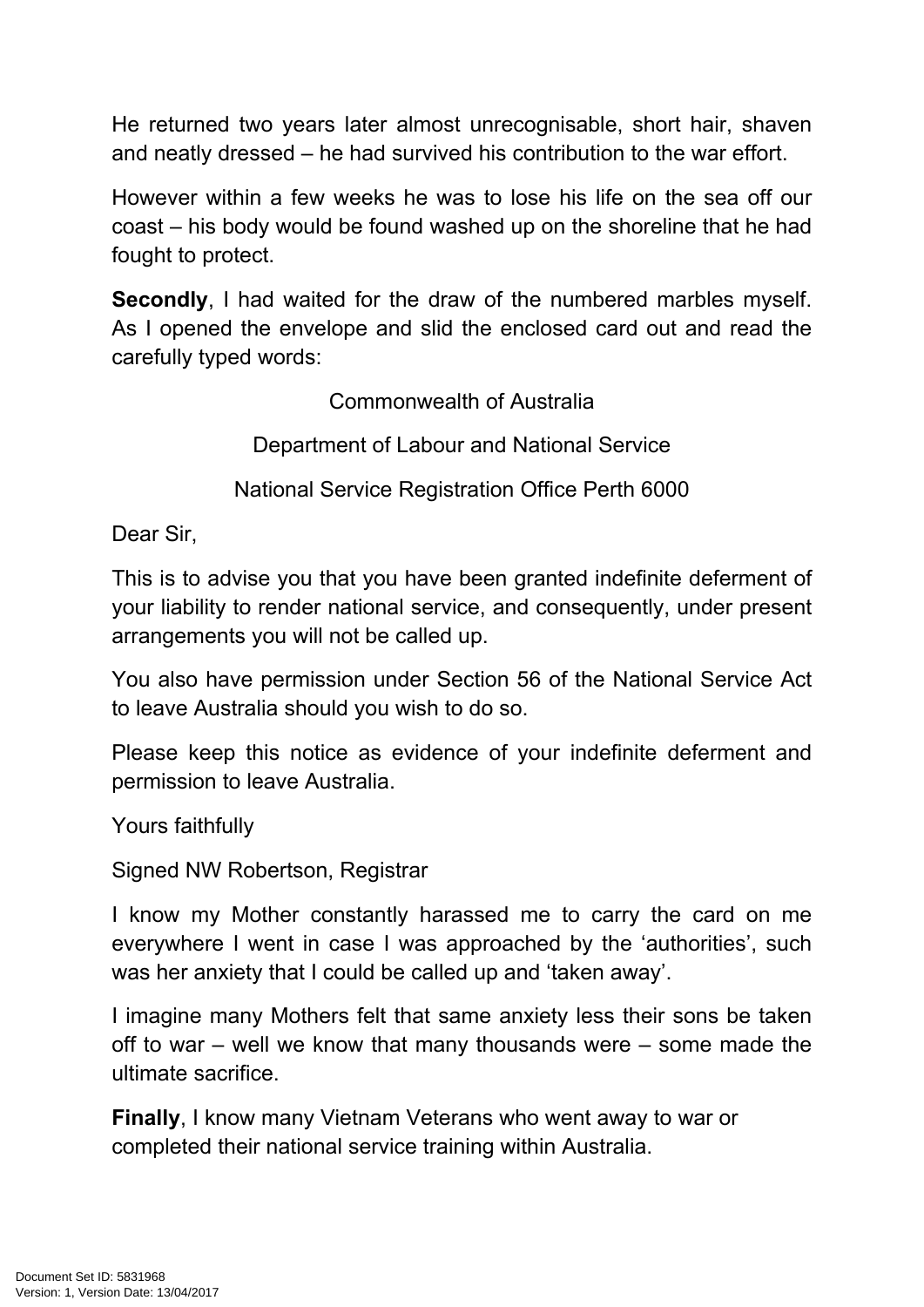He returned two years later almost unrecognisable, short hair, shaven and neatly dressed – he had survived his contribution to the war effort.

However within a few weeks he was to lose his life on the sea off our coast – his body would be found washed up on the shoreline that he had fought to protect.

**Secondly**, I had waited for the draw of the numbered marbles myself. As I opened the envelope and slid the enclosed card out and read the carefully typed words:

Commonwealth of Australia

Department of Labour and National Service

National Service Registration Office Perth 6000

Dear Sir,

This is to advise you that you have been granted indefinite deferment of your liability to render national service, and consequently, under present arrangements you will not be called up.

You also have permission under Section 56 of the National Service Act to leave Australia should you wish to do so.

Please keep this notice as evidence of your indefinite deferment and permission to leave Australia.

Yours faithfully

Signed NW Robertson, Registrar

I know my Mother constantly harassed me to carry the card on me everywhere I went in case I was approached by the 'authorities', such was her anxiety that I could be called up and 'taken away'.

I imagine many Mothers felt that same anxiety less their sons be taken off to war – well we know that many thousands were – some made the ultimate sacrifice.

**Finally**, I know many Vietnam Veterans who went away to war or completed their national service training within Australia.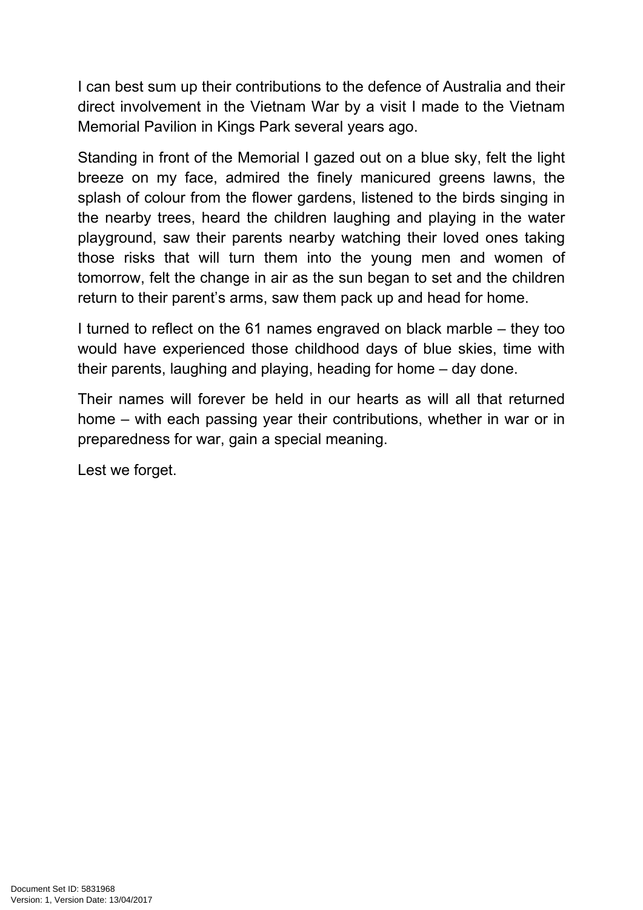I can best sum up their contributions to the defence of Australia and their direct involvement in the Vietnam War by a visit I made to the Vietnam Memorial Pavilion in Kings Park several years ago.

Standing in front of the Memorial I gazed out on a blue sky, felt the light breeze on my face, admired the finely manicured greens lawns, the splash of colour from the flower gardens, listened to the birds singing in the nearby trees, heard the children laughing and playing in the water playground, saw their parents nearby watching their loved ones taking those risks that will turn them into the young men and women of tomorrow, felt the change in air as the sun began to set and the children return to their parent's arms, saw them pack up and head for home.

I turned to reflect on the 61 names engraved on black marble – they too would have experienced those childhood days of blue skies, time with their parents, laughing and playing, heading for home – day done.

Their names will forever be held in our hearts as will all that returned home – with each passing year their contributions, whether in war or in preparedness for war, gain a special meaning.

Lest we forget.